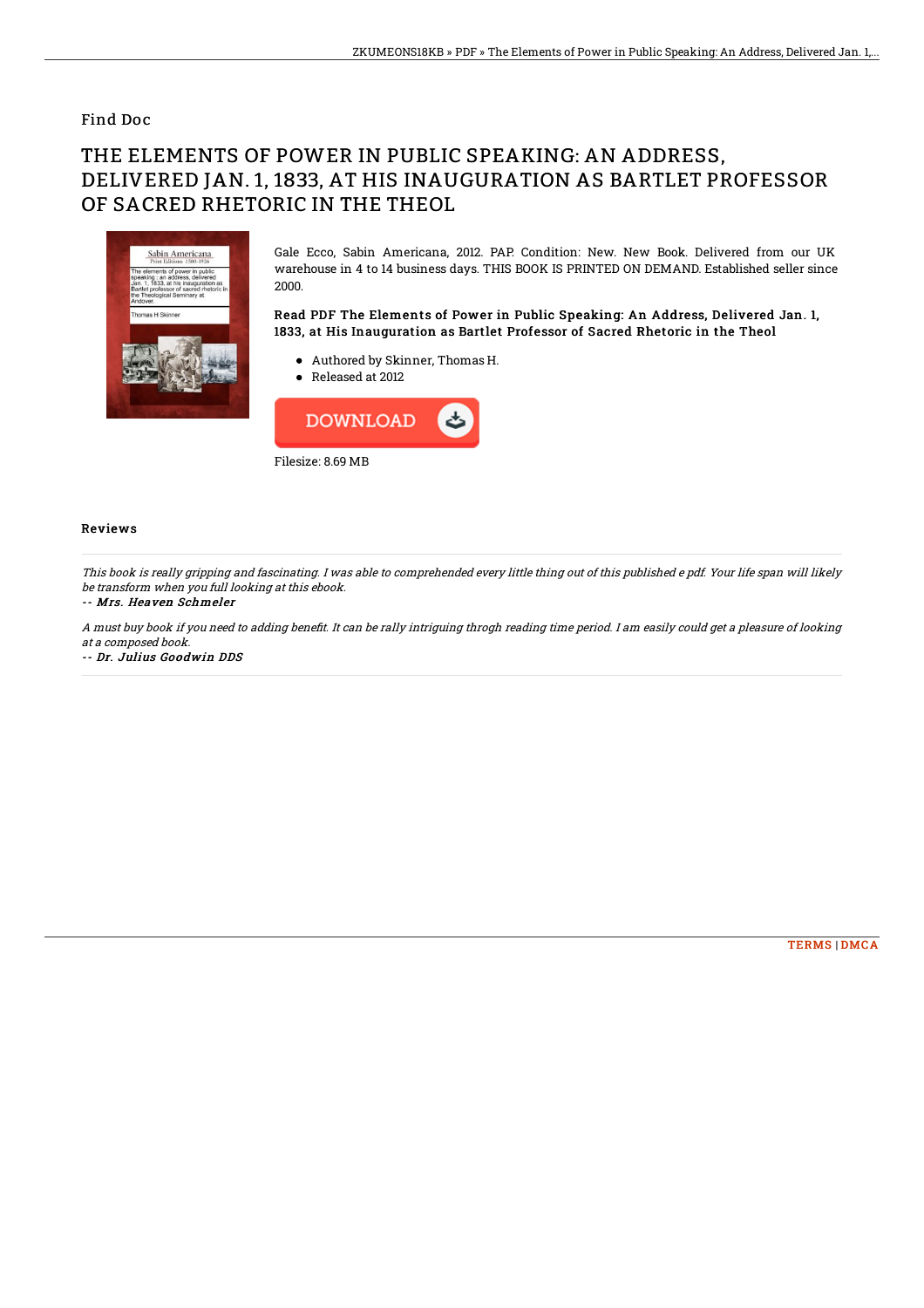Find Doc

# THE ELEMENTS OF POWER IN PUBLIC SPEAKING: AN ADDRESS, DELIVERED JAN. 1, 1833, AT HIS INAUGURATION AS BARTLET PROFESSOR OF SACRED RHETORIC IN THE THEOL

Gale Ecco, Sabin Americana, 2012. PAP. Condition: New. New Book. Delivered from our UK warehouse in 4 to 14 business days. THIS BOOK IS PRINTED ON DEMAND. Established seller since 2000.

**Read PDF The Elements of Power in Public Speaking: An Address, Delivered Jan. 1, 1833, at His Inauguration as Bartlet Professor of Sacred Rhetoric in the Theol**

- Authored by Skinner, Thomas H.
- Released at 2012

DOWNLOAD

Filesize: 8.69 MB

## Reviews

*This book is really gripping and fascinating. I was able to comprehended every little thing out of this published e pdf. Your life span will likely be transform when you full looking at this ebook.*

-- *Mrs. Heaven Schmeler*

*A must buy book if you need to adding benefit. It can be rally intriguing throgh reading time period. I am easily could get a pleasure of looking at a composed book.*

-- *Dr. Julius Goodwin DDS*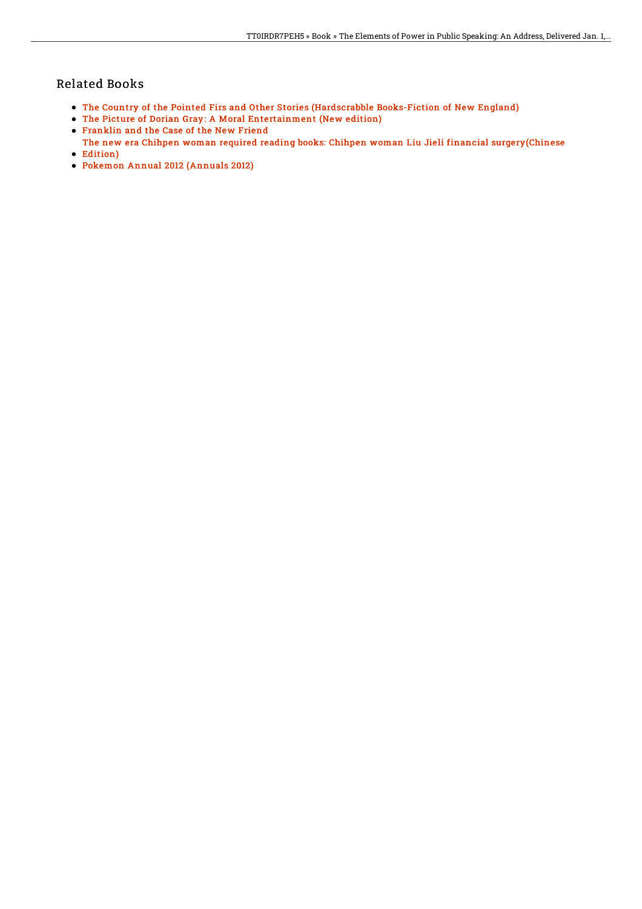## Related Books

- **The Country of the Pointed Firs and Other Stories (Hardscrabble Books-Fiction of New England)**
- **The Picture of Dorian Gray: A Moral Entertainment (New edition)**
- **Franklin and the Case of the New Friend**
- **The new era Chihpen woman required reading books: Chihpen woman Liu Jieli financial surgery(Chinese Edition)**
- **Pokemon Annual 2012 (Annuals 2012)**